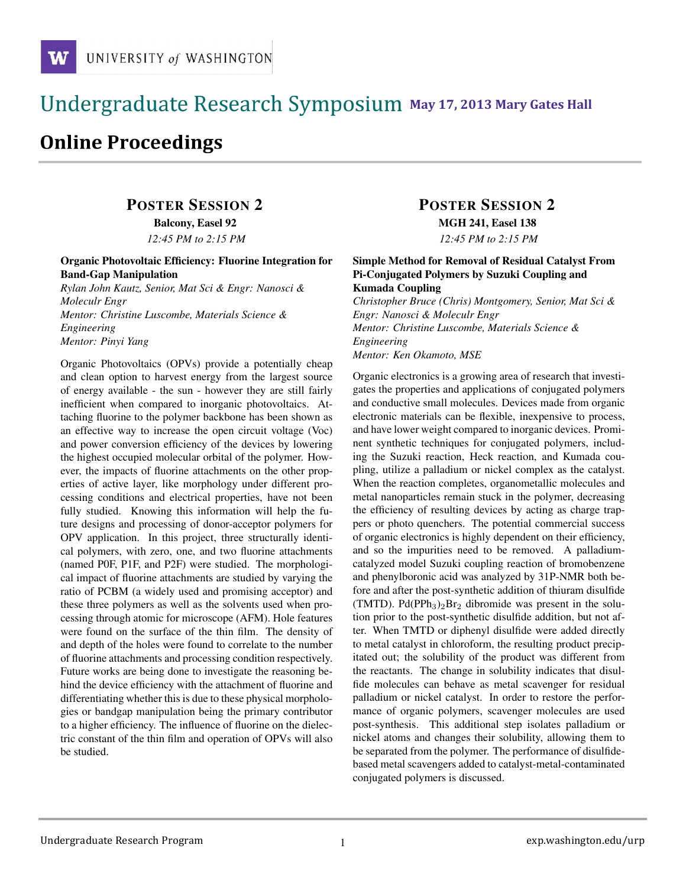# Undergraduate Research Symposium May 17, 2013 Mary Gates Hall

## Online Proceedings

### Poster Session 2

**Balcony, Easel 92**

*12:45 PM to 2:15 PM*

**Organic Photovoltaic Efficiency: Fluorine Integration for Band-Gap Manipulation**

*Rylan John Kautz, Senior, Mat Sci & Engr: Nanosci & Moleculr Engr*
*Mentor: Christine Luscombe, Materials Science & Engineering*
*Mentor: Pinyi Yang*

Organic Photovoltaics (OPVs) provide a potentially cheap and clean option to harvest energy from the largest source of energy available - the sun - however they are still fairly inefficient when compared to inorganic photovoltaics. Attaching fluorine to the polymer backbone has been shown as an effective way to increase the open circuit voltage (Voc) and power conversion efficiency of the devices by lowering the highest occupied molecular orbital of the polymer. However, the impacts of fluorine attachments on the other properties of active layer, like morphology under different processing conditions and electrical properties, have not been fully studied. Knowing this information will help the future designs and processing of donor-acceptor polymers for OPV application. In this project, three structurally identical polymers, with zero, one, and two fluorine attachments (named P0F, P1F, and P2F) were studied. The morphological impact of fluorine attachments are studied by varying the ratio of PCBM (a widely used and promising acceptor) and these three polymers as well as the solvents used when processing through atomic for microscope (AFM). Hole features were found on the surface of the thin film. The density of and depth of the holes were found to correlate to the number of fluorine attachments and processing condition respectively. Future works are being done to investigate the reasoning behind the device efficiency with the attachment of fluorine and differentiating whether this is due to these physical morphologies or bandgap manipulation being the primary contributor to a higher efficiency. The influence of fluorine on the dielectric constant of the thin film and operation of OPVs will also be studied.

### Poster Session 2

**MGH 241, Easel 138**

*12:45 PM to 2:15 PM*

**Simple Method for Removal of Residual Catalyst From Pi-Conjugated Polymers by Suzuki Coupling and Kumada Coupling**

*Christopher Bruce (Chris) Montgomery, Senior, Mat Sci & Engr: Nanosci & Moleculr Engr*
*Mentor: Christine Luscombe, Materials Science & Engineering*
*Mentor: Ken Okamoto, MSE*

Organic electronics is a growing area of research that investigates the properties and applications of conjugated polymers and conductive small molecules. Devices made from organic electronic materials can be flexible, inexpensive to process, and have lower weight compared to inorganic devices. Prominent synthetic techniques for conjugated polymers, including the Suzuki reaction, Heck reaction, and Kumada coupling, utilize a palladium or nickel complex as the catalyst. When the reaction completes, organometallic molecules and metal nanoparticles remain stuck in the polymer, decreasing the efficiency of resulting devices by acting as charge trappers or photo quenchers. The potential commercial success of organic electronics is highly dependent on their efficiency, and so the impurities need to be removed. A palladium-catalyzed model Suzuki coupling reaction of bromobenzene and phenylboronic acid was analyzed by 31P-NMR both before and after the post-synthetic addition of thiuram disulfide (TMTD). $Pd(PPh_3)_2Br_2$ dibromide was present in the solution prior to the post-synthetic disulfide addition, but not after. When TMTD or diphenyl disulfide were added directly to metal catalyst in chloroform, the resulting product precipitated out; the solubility of the product was different from the reactants. The change in solubility indicates that disulfide molecules can behave as metal scavenger for residual palladium or nickel catalyst. In order to restore the performance of organic polymers, scavenger molecules are used post-synthesis. This additional step isolates palladium or nickel atoms and changes their solubility, allowing them to be separated from the polymer. The performance of disulfide-based metal scavengers added to catalyst-metal-contaminated conjugated polymers is discussed.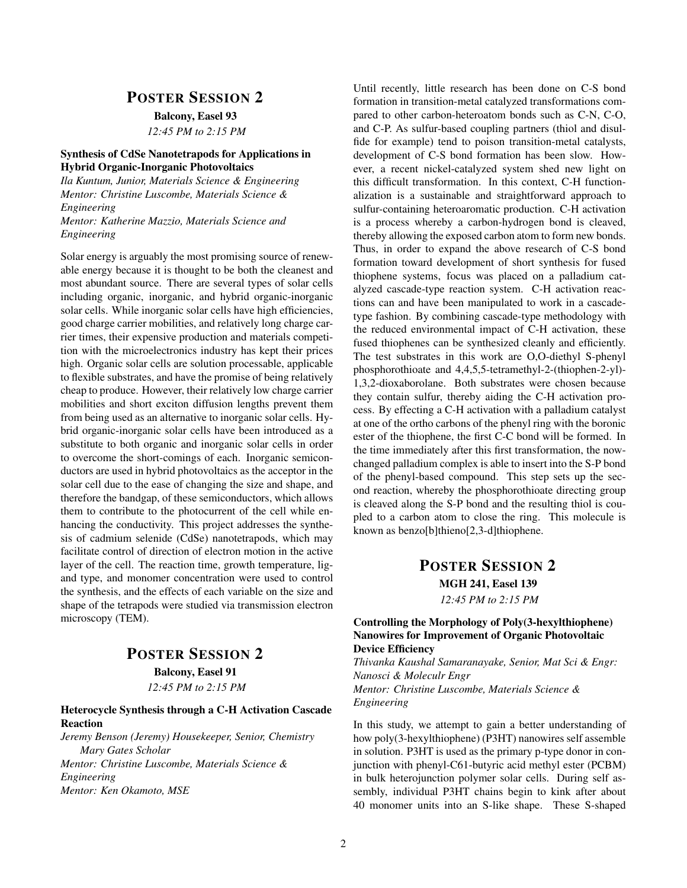## Poster Session 2

**Balcony, Easel 93**

*12:45 PM to 2:15 PM*

### Synthesis of CdSe Nanotetrapods for Applications in Hybrid Organic-Inorganic Photovoltaics

*Ila Kuntum, Junior, Materials Science & Engineering*
*Mentor: Christine Luscombe, Materials Science & Engineering*
*Mentor: Katherine Mazzio, Materials Science and Engineering*

Solar energy is arguably the most promising source of renewable energy because it is thought to be both the cleanest and most abundant source. There are several types of solar cells including organic, inorganic, and hybrid organic-inorganic solar cells. While inorganic solar cells have high efficiencies, good charge carrier mobilities, and relatively long charge carrier times, their expensive production and materials competition with the microelectronics industry has kept their prices high. Organic solar cells are solution processable, applicable to flexible substrates, and have the promise of being relatively cheap to produce. However, their relatively low charge carrier mobilities and short exciton diffusion lengths prevent them from being used as an alternative to inorganic solar cells. Hybrid organic-inorganic solar cells have been introduced as a substitute to both organic and inorganic solar cells in order to overcome the short-comings of each. Inorganic semiconductors are used in hybrid photovoltaics as the acceptor in the solar cell due to the ease of changing the size and shape, and therefore the bandgap, of these semiconductors, which allows them to contribute to the photocurrent of the cell while enhancing the conductivity. This project addresses the synthesis of cadmium selenide (CdSe) nanotetrapods, which may facilitate control of direction of electron motion in the active layer of the cell. The reaction time, growth temperature, ligand type, and monomer concentration were used to control the synthesis, and the effects of each variable on the size and shape of the tetrapods were studied via transmission electron microscopy (TEM).

## Poster Session 2

**Balcony, Easel 91**

*12:45 PM to 2:15 PM*

### Heterocycle Synthesis through a C-H Activation Cascade Reaction

*Jeremy Benson (Jeremy) Housekeeper, Senior, Chemistry*
*Mary Gates Scholar*
*Mentor: Christine Luscombe, Materials Science & Engineering*
*Mentor: Ken Okamoto, MSE*

Until recently, little research has been done on C-S bond formation in transition-metal catalyzed transformations compared to other carbon-heteroatom bonds such as C-N, C-O, and C-P. As sulfur-based coupling partners (thiol and disulfide for example) tend to poison transition-metal catalysts, development of C-S bond formation has been slow. However, a recent nickel-catalyzed system shed new light on this difficult transformation. In this context, C-H functionalization is a sustainable and straightforward approach to sulfur-containing heteroaromatic production. C-H activation is a process whereby a carbon-hydrogen bond is cleaved, thereby allowing the exposed carbon atom to form new bonds. Thus, in order to expand the above research of C-S bond formation toward development of short synthesis for fused thiophene systems, focus was placed on a palladium catalyzed cascade-type reaction system. C-H activation reactions can and have been manipulated to work in a cascade-type fashion. By combining cascade-type methodology with the reduced environmental impact of C-H activation, these fused thiophenes can be synthesized cleanly and efficiently. The test substrates in this work are O,O-diethyl S-phenyl phosphorothioate and 4,4,5,5-tetramethyl-2-(thiophen-2-yl)-1,3,2-dioxaborolane. Both substrates were chosen because they contain sulfur, thereby aiding the C-H activation process. By effecting a C-H activation with a palladium catalyst at one of the ortho carbons of the phenyl ring with the boronic ester of the thiophene, the first C-C bond will be formed. In the time immediately after this first transformation, the now-changed palladium complex is able to insert into the S-P bond of the phenyl-based compound. This step sets up the second reaction, whereby the phosphorothioate directing group is cleaved along the S-P bond and the resulting thiol is coupled to a carbon atom to close the ring. This molecule is known as benzo[b]thieno[2,3-d]thiophene.

## Poster Session 2

**MGH 241, Easel 139**

*12:45 PM to 2:15 PM*

### Controlling the Morphology of Poly(3-hexylthiophene) Nanowires for Improvement of Organic Photovoltaic Device Efficiency

*Thivanka Kaushal Samaranayake, Senior, Mat Sci & Engr: Nanosci & Molecular Engr*
*Mentor: Christine Luscombe, Materials Science & Engineering*

In this study, we attempt to gain a better understanding of how poly(3-hexylthiophene) (P3HT) nanowires self assemble in solution. P3HT is used as the primary p-type donor in conjunction with phenyl-C61-butyric acid methyl ester (PCBM) in bulk heterojunction polymer solar cells. During self assembly, individual P3HT chains begin to kink after about 40 monomer units into an S-like shape. These S-shaped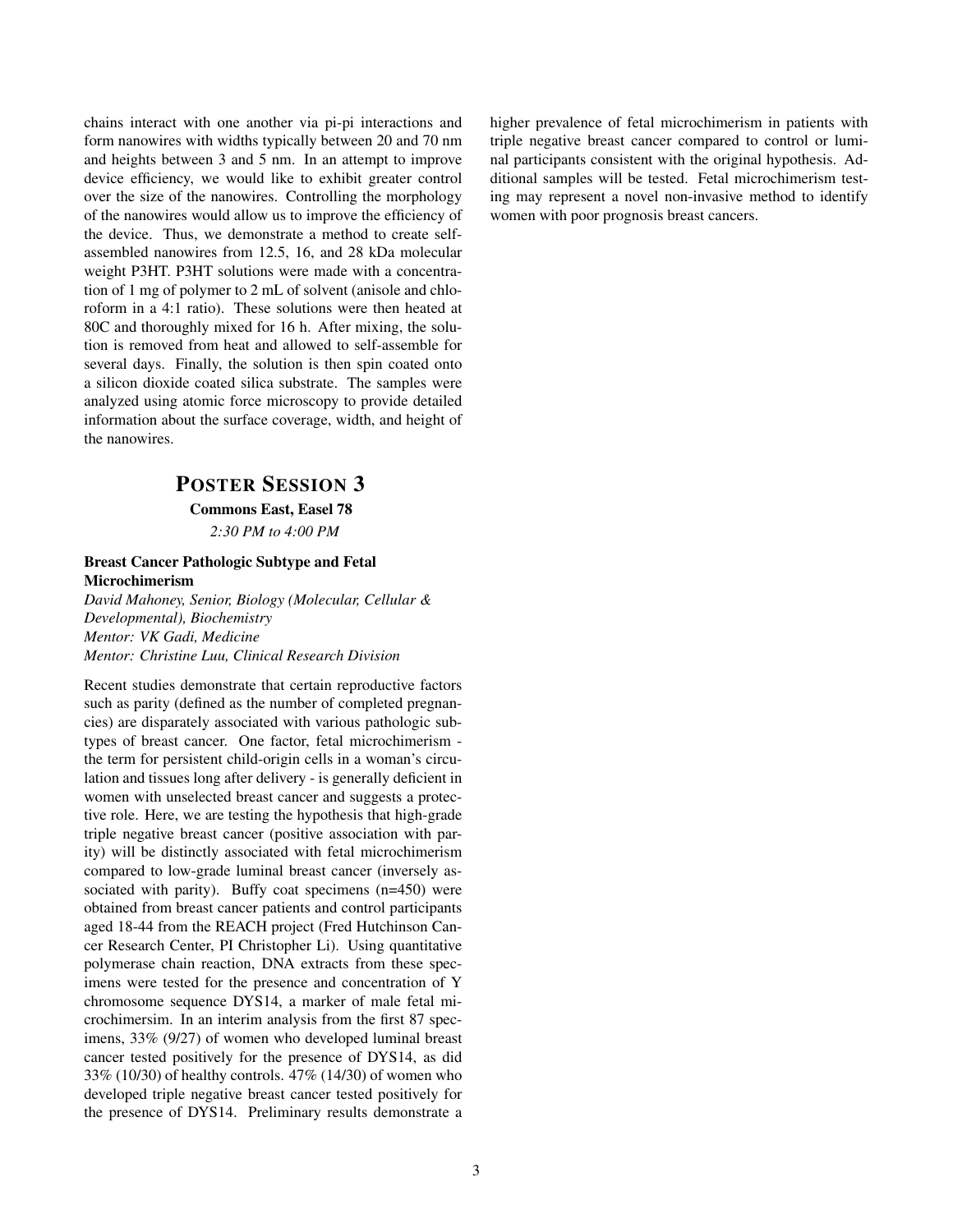chains interact with one another via pi-pi interactions and form nanowires with widths typically between 20 and 70 nm and heights between 3 and 5 nm. In an attempt to improve device efficiency, we would like to exhibit greater control over the size of the nanowires. Controlling the morphology of the nanowires would allow us to improve the efficiency of the device. Thus, we demonstrate a method to create self-assembled nanowires from 12.5, 16, and 28 kDa molecular weight P3HT. P3HT solutions were made with a concentration of 1 mg of polymer to 2 mL of solvent (anisole and chloroform in a 4:1 ratio). These solutions were then heated at 80C and thoroughly mixed for 16 h. After mixing, the solution is removed from heat and allowed to self-assemble for several days. Finally, the solution is then spin coated onto a silicon dioxide coated silica substrate. The samples were analyzed using atomic force microscopy to provide detailed information about the surface coverage, width, and height of the nanowires.

## POSTER SESSION 3

**Commons East, Easel 78**

*2:30 PM to 4:00 PM*

### Breast Cancer Pathologic Subtype and Fetal Microchimerism

*David Mahoney, Senior, Biology (Molecular, Cellular & Developmental), Biochemistry*
*Mentor: VK Gadi, Medicine*
*Mentor: Christine Luu, Clinical Research Division*

Recent studies demonstrate that certain reproductive factors such as parity (defined as the number of completed pregnancies) are disparately associated with various pathologic subtypes of breast cancer. One factor, fetal microchimerism - the term for persistent child-origin cells in a woman's circulation and tissues long after delivery - is generally deficient in women with unselected breast cancer and suggests a protective role. Here, we are testing the hypothesis that high-grade triple negative breast cancer (positive association with parity) will be distinctly associated with fetal microchimerism compared to low-grade luminal breast cancer (inversely associated with parity). Buffy coat specimens (n=450) were obtained from breast cancer patients and control participants aged 18-44 from the REACH project (Fred Hutchinson Cancer Research Center, PI Christopher Li). Using quantitative polymerase chain reaction, DNA extracts from these specimens were tested for the presence and concentration of Y chromosome sequence DYS14, a marker of male fetal microchimersim. In an interim analysis from the first 87 specimens, 33% (9/27) of women who developed luminal breast cancer tested positively for the presence of DYS14, as did 33% (10/30) of healthy controls. 47% (14/30) of women who developed triple negative breast cancer tested positively for the presence of DYS14. Preliminary results demonstrate a higher prevalence of fetal microchimerism in patients with triple negative breast cancer compared to control or luminal participants consistent with the original hypothesis. Additional samples will be tested. Fetal microchimerism testing may represent a novel non-invasive method to identify women with poor prognosis breast cancers.